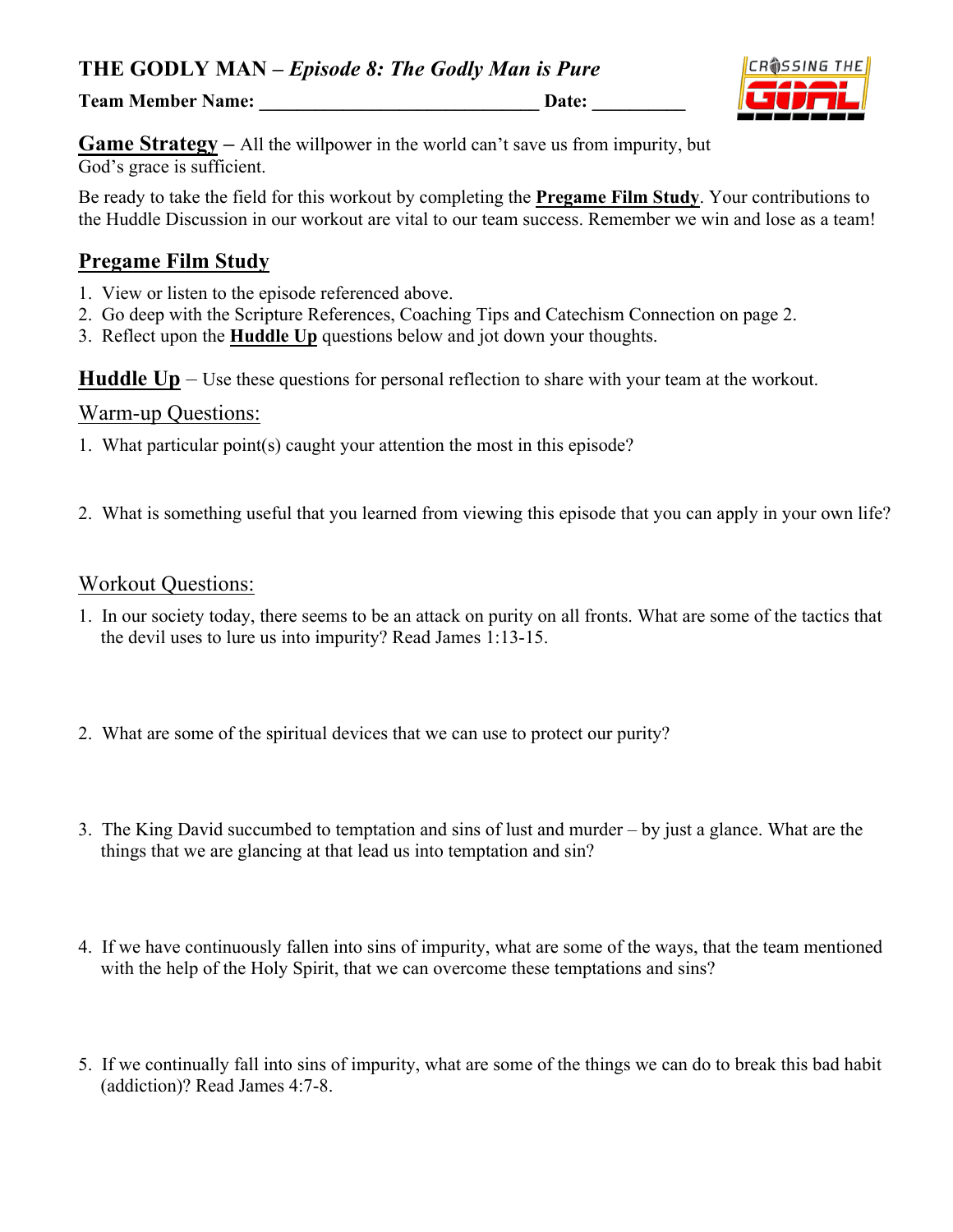# THE GODLY MAN – *Episode 8: The Godly Man is Pure*

**Team Member Name: ______________________________ Date: __________**

**Game Strategy –** All the willpower in the world can't save us from impurity, but God's grace is sufficient.

Be ready to take the field for this workout by completing the **Pregame Film Study**. Your contributions to the Huddle Discussion in our workout are vital to our team success. Remember we win and lose as a team!

## Pregame Film Study

1. View or listen to the episode referenced above.
2. Go deep with the Scripture References, Coaching Tips and Catechism Connection on page 2.
3. Reflect upon the **Huddle Up** questions below and jot down your thoughts.

**Huddle Up** – Use these questions for personal reflection to share with your team at the workout.

### Warm-up Questions:

1. What particular point(s) caught your attention the most in this episode?

2. What is something useful that you learned from viewing this episode that you can apply in your own life?

### Workout Questions:

1. In our society today, there seems to be an attack on purity on all fronts. What are some of the tactics that the devil uses to lure us into impurity? Read James 1:13-15.

2. What are some of the spiritual devices that we can use to protect our purity?

3. The King David succumbed to temptation and sins of lust and murder – by just a glance. What are the things that we are glancing at that lead us into temptation and sin?

4. If we have continuously fallen into sins of impurity, what are some of the ways, that the team mentioned with the help of the Holy Spirit, that we can overcome these temptations and sins?

5. If we continually fall into sins of impurity, what are some of the things we can do to break this bad habit (addiction)? Read James 4:7-8.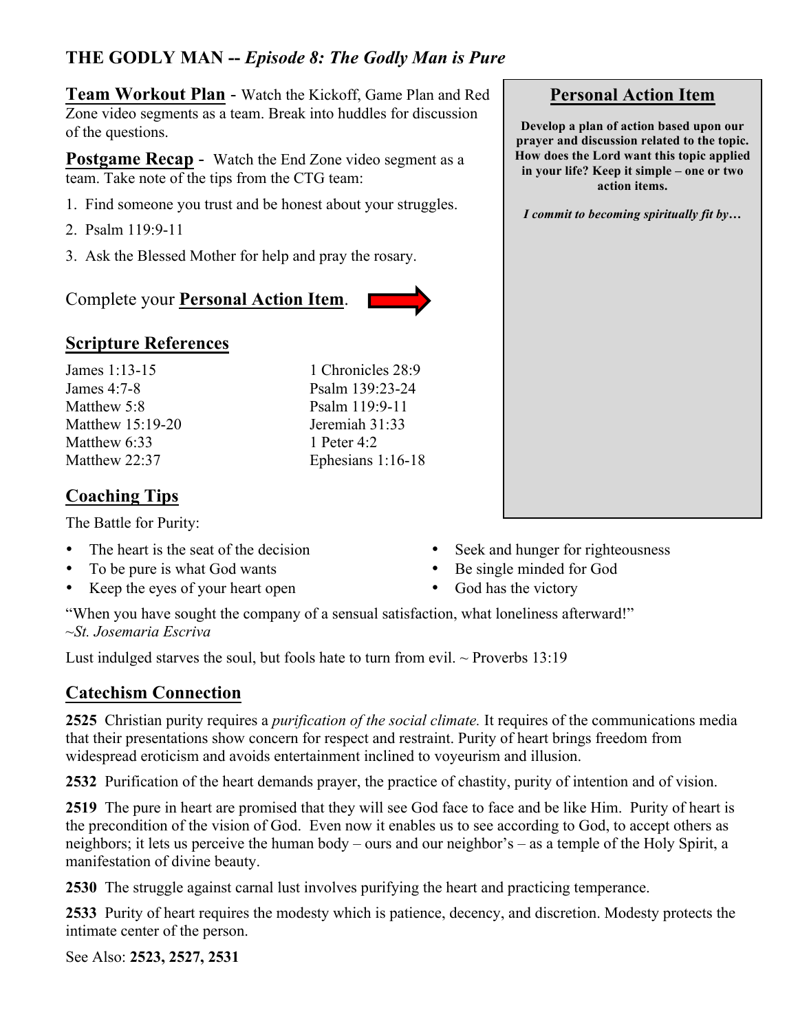## THE GODLY MAN -- *Episode 8: The Godly Man is Pure*

**Team Workout Plan** - Watch the Kickoff, Game Plan and Red Zone video segments as a team. Break into huddles for discussion of the questions.

**Postgame Recap** - Watch the End Zone video segment as a team. Take note of the tips from the CTG team:

1. Find someone you trust and be honest about your struggles.
2. Psalm 119:9-11
3. Ask the Blessed Mother for help and pray the rosary.

Complete your **Personal Action Item**.

### Personal Action Item

**Develop a plan of action based upon our prayer and discussion related to the topic. How does the Lord want this topic applied in your life? Keep it simple – one or two action items.**

***I commit to becoming spiritually fit by…***

### Scripture References

| | |
|---|---|
| James 1:13-15 | 1 Chronicles 28:9 |
| James 4:7-8 | Psalm 139:23-24 |
| Matthew 5:8 | Psalm 119:9-11 |
| Matthew 15:19-20 | Jeremiah 31:33 |
| Matthew 6:33 | 1 Peter 4:2 |
| Matthew 22:37 | Ephesians 1:16-18 |

### Coaching Tips

The Battle for Purity:

- The heart is the seat of the decision
- To be pure is what God wants
- Keep the eyes of your heart open
- Seek and hunger for righteousness
- Be single minded for God
- God has the victory

"When you have sought the company of a sensual satisfaction, what loneliness afterward!"
~*St. Josemaria Escriva*

Lust indulged starves the soul, but fools hate to turn from evil. ~ Proverbs 13:19

### Catechism Connection

**2525** Christian purity requires a *purification of the social climate.* It requires of the communications media that their presentations show concern for respect and restraint. Purity of heart brings freedom from widespread eroticism and avoids entertainment inclined to voyeurism and illusion.

**2532** Purification of the heart demands prayer, the practice of chastity, purity of intention and of vision.

**2519** The pure in heart are promised that they will see God face to face and be like Him. Purity of heart is the precondition of the vision of God. Even now it enables us to see according to God, to accept others as neighbors; it lets us perceive the human body – ours and our neighbor's – as a temple of the Holy Spirit, a manifestation of divine beauty.

**2530** The struggle against carnal lust involves purifying the heart and practicing temperance.

**2533** Purity of heart requires the modesty which is patience, decency, and discretion. Modesty protects the intimate center of the person.

See Also: **2523, 2527, 2531**